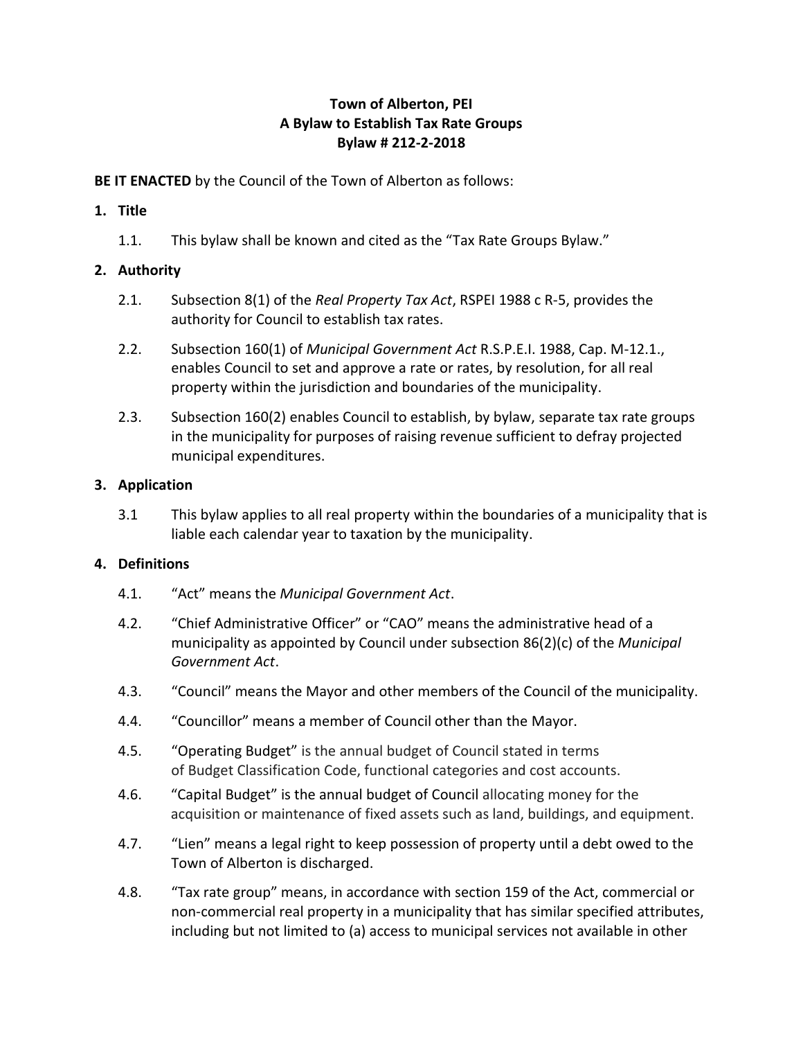**Town of Alberton, PEI**
**A Bylaw to Establish Tax Rate Groups**
**Bylaw # 212-2-2018**

**BE IT ENACTED** by the Council of the Town of Alberton as follows:

## 1. Title

1.1. This bylaw shall be known and cited as the "Tax Rate Groups Bylaw."

## 2. Authority

2.1. Subsection 8(1) of the *Real Property Tax Act*, RSPEI 1988 c R-5, provides the authority for Council to establish tax rates.

2.2. Subsection 160(1) of *Municipal Government Act* R.S.P.E.I. 1988, Cap. M-12.1., enables Council to set and approve a rate or rates, by resolution, for all real property within the jurisdiction and boundaries of the municipality.

2.3. Subsection 160(2) enables Council to establish, by bylaw, separate tax rate groups in the municipality for purposes of raising revenue sufficient to defray projected municipal expenditures.

## 3. Application

3.1 This bylaw applies to all real property within the boundaries of a municipality that is liable each calendar year to taxation by the municipality.

## 4. Definitions

4.1. "Act" means the *Municipal Government Act*.

4.2. "Chief Administrative Officer" or "CAO" means the administrative head of a municipality as appointed by Council under subsection 86(2)(c) of the *Municipal Government Act*.

4.3. "Council" means the Mayor and other members of the Council of the municipality.

4.4. "Councillor" means a member of Council other than the Mayor.

4.5. "Operating Budget" is the annual budget of Council stated in terms of Budget Classification Code, functional categories and cost accounts.

4.6. "Capital Budget" is the annual budget of Council allocating money for the acquisition or maintenance of fixed assets such as land, buildings, and equipment.

4.7. "Lien" means a legal right to keep possession of property until a debt owed to the Town of Alberton is discharged.

4.8. "Tax rate group" means, in accordance with section 159 of the Act, commercial or non-commercial real property in a municipality that has similar specified attributes, including but not limited to (a) access to municipal services not available in other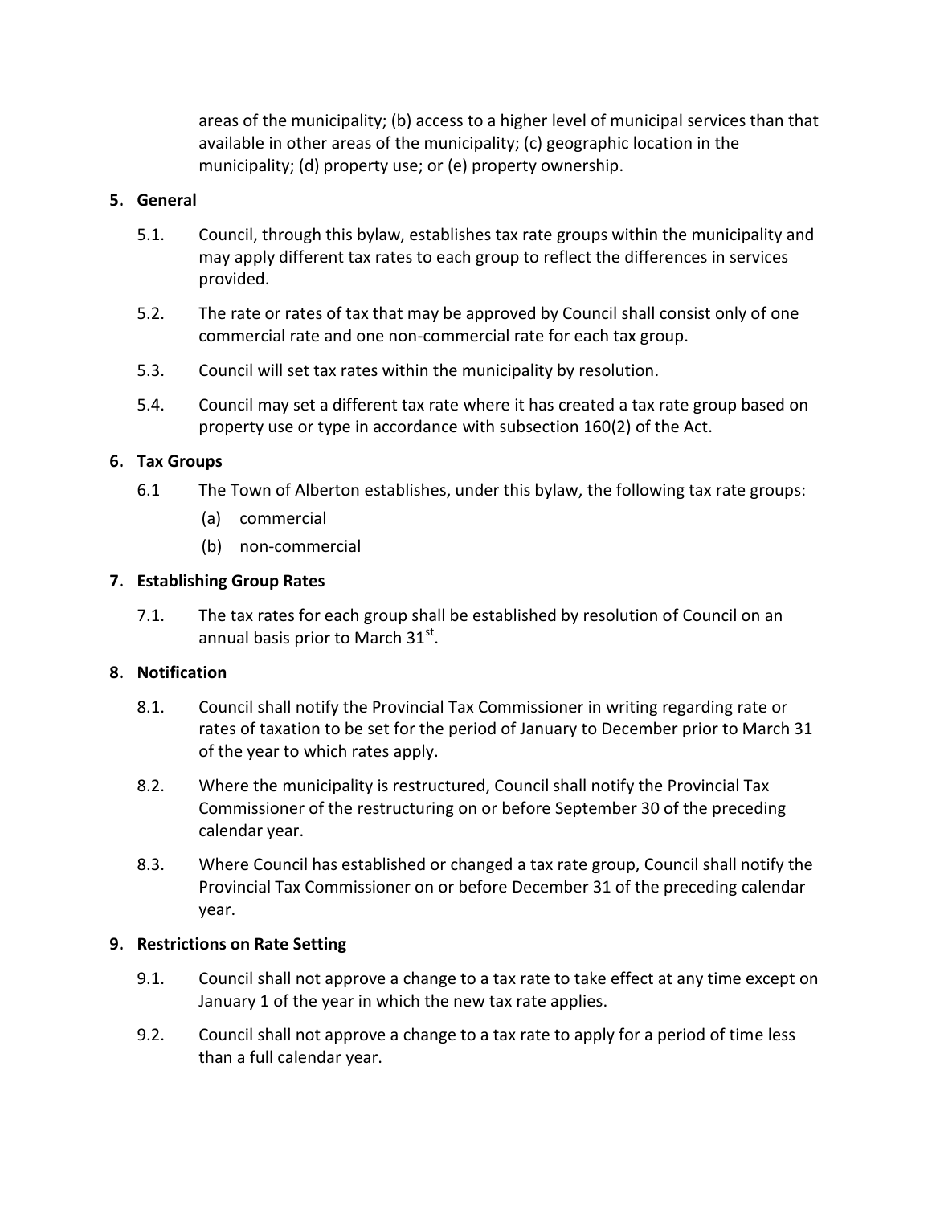areas of the municipality; (b) access to a higher level of municipal services than that available in other areas of the municipality; (c) geographic location in the municipality; (d) property use; or (e) property ownership.

**5. General**

5.1. Council, through this bylaw, establishes tax rate groups within the municipality and may apply different tax rates to each group to reflect the differences in services provided.

5.2. The rate or rates of tax that may be approved by Council shall consist only of one commercial rate and one non-commercial rate for each tax group.

5.3. Council will set tax rates within the municipality by resolution.

5.4. Council may set a different tax rate where it has created a tax rate group based on property use or type in accordance with subsection 160(2) of the Act.

**6. Tax Groups**

6.1 The Town of Alberton establishes, under this bylaw, the following tax rate groups:

(a) commercial

(b) non-commercial

**7. Establishing Group Rates**

7.1. The tax rates for each group shall be established by resolution of Council on an annual basis prior to March 31st.

**8. Notification**

8.1. Council shall notify the Provincial Tax Commissioner in writing regarding rate or rates of taxation to be set for the period of January to December prior to March 31 of the year to which rates apply.

8.2. Where the municipality is restructured, Council shall notify the Provincial Tax Commissioner of the restructuring on or before September 30 of the preceding calendar year.

8.3. Where Council has established or changed a tax rate group, Council shall notify the Provincial Tax Commissioner on or before December 31 of the preceding calendar year.

**9. Restrictions on Rate Setting**

9.1. Council shall not approve a change to a tax rate to take effect at any time except on January 1 of the year in which the new tax rate applies.

9.2. Council shall not approve a change to a tax rate to apply for a period of time less than a full calendar year.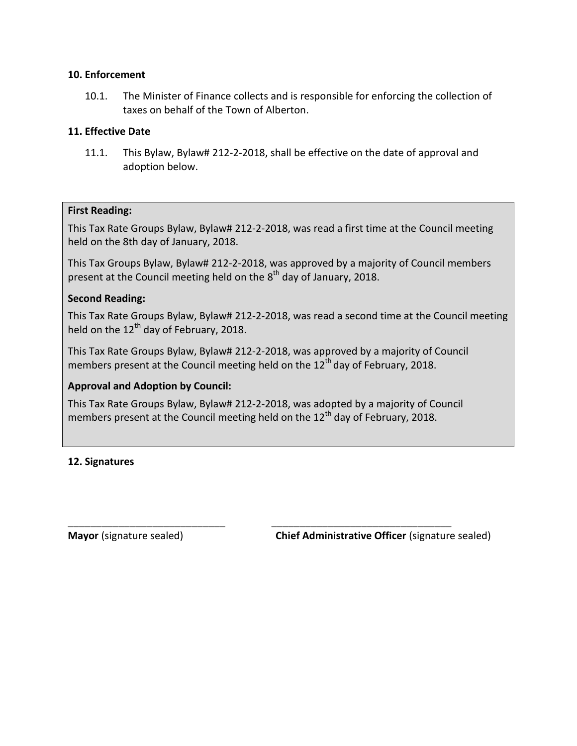**10. Enforcement**

10.1. The Minister of Finance collects and is responsible for enforcing the collection of taxes on behalf of the Town of Alberton.

**11. Effective Date**

11.1. This Bylaw, Bylaw# 212-2-2018, shall be effective on the date of approval and adoption below.

**First Reading:**

This Tax Rate Groups Bylaw, Bylaw# 212-2-2018, was read a first time at the Council meeting held on the 8th day of January, 2018.

This Tax Groups Bylaw, Bylaw# 212-2-2018, was approved by a majority of Council members present at the Council meeting held on the 8th day of January, 2018.

**Second Reading:**

This Tax Rate Groups Bylaw, Bylaw# 212-2-2018, was read a second time at the Council meeting held on the 12th day of February, 2018.

This Tax Rate Groups Bylaw, Bylaw# 212-2-2018, was approved by a majority of Council members present at the Council meeting held on the 12th day of February, 2018.

**Approval and Adoption by Council:**

This Tax Rate Groups Bylaw, Bylaw# 212-2-2018, was adopted by a majority of Council members present at the Council meeting held on the 12th day of February, 2018.

**12. Signatures**

\_\_\_\_\_\_\_\_\_\_\_\_\_\_\_\_\_\_\_\_\_\_\_\_\_\_\_\_\_\_
**Mayor** (signature sealed)

\_\_\_\_\_\_\_\_\_\_\_\_\_\_\_\_\_\_\_\_\_\_\_\_\_\_\_\_\_\_\_\_\_\_
**Chief Administrative Officer** (signature sealed)